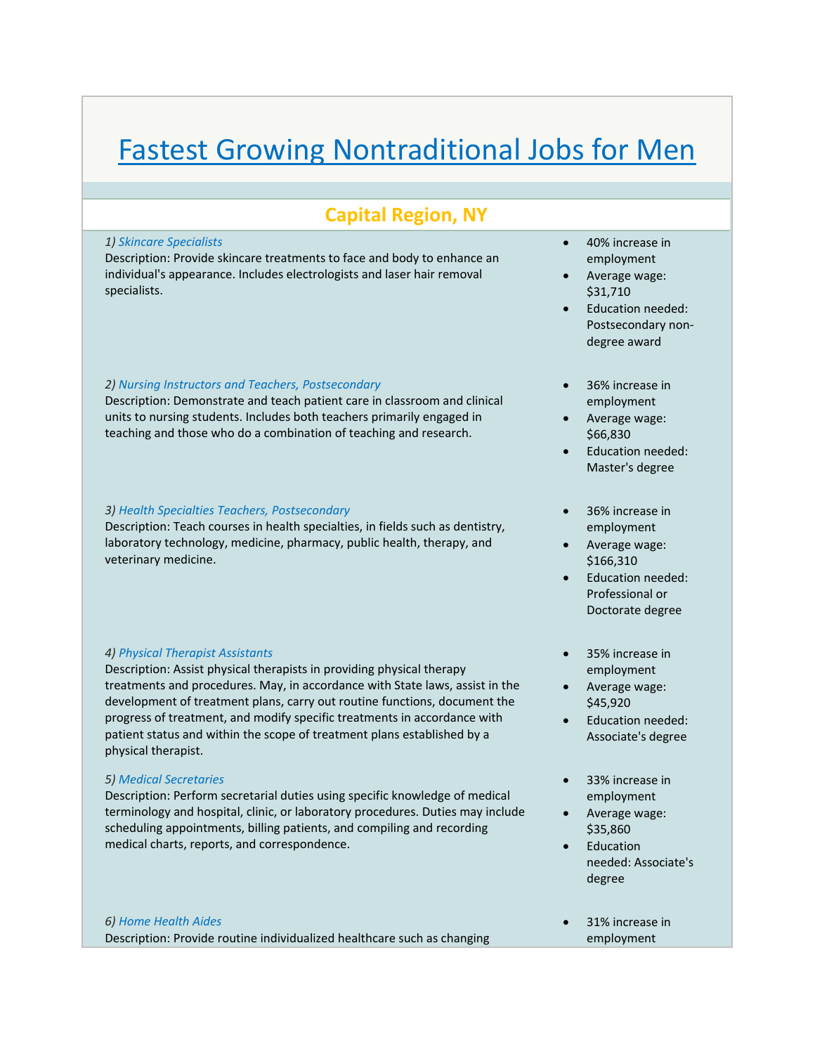# Fastest Growing Nontraditional Jobs for Men

## Capital Region, NY

*1) Skincare Specialists*
Description: Provide skincare treatments to face and body to enhance an individual's appearance. Includes electrologists and laser hair removal specialists.

- 40% increase in employment
- Average wage: $31,710
- Education needed: Postsecondary non-degree award

*2) Nursing Instructors and Teachers, Postsecondary*
Description: Demonstrate and teach patient care in classroom and clinical units to nursing students. Includes both teachers primarily engaged in teaching and those who do a combination of teaching and research.

- 36% increase in employment
- Average wage: $66,830
- Education needed: Master's degree

*3) Health Specialties Teachers, Postsecondary*
Description: Teach courses in health specialties, in fields such as dentistry, laboratory technology, medicine, pharmacy, public health, therapy, and veterinary medicine.

- 36% increase in employment
- Average wage: $166,310
- Education needed: Professional or Doctorate degree

*4) Physical Therapist Assistants*
Description: Assist physical therapists in providing physical therapy treatments and procedures. May, in accordance with State laws, assist in the development of treatment plans, carry out routine functions, document the progress of treatment, and modify specific treatments in accordance with patient status and within the scope of treatment plans established by a physical therapist.

- 35% increase in employment
- Average wage: $45,920
- Education needed: Associate's degree

*5) Medical Secretaries*
Description: Perform secretarial duties using specific knowledge of medical terminology and hospital, clinic, or laboratory procedures. Duties may include scheduling appointments, billing patients, and compiling and recording medical charts, reports, and correspondence.

- 33% increase in employment
- Average wage: $35,860
- Education needed: Associate's degree

*6) Home Health Aides*
Description: Provide routine individualized healthcare such as changing

- 31% increase in employment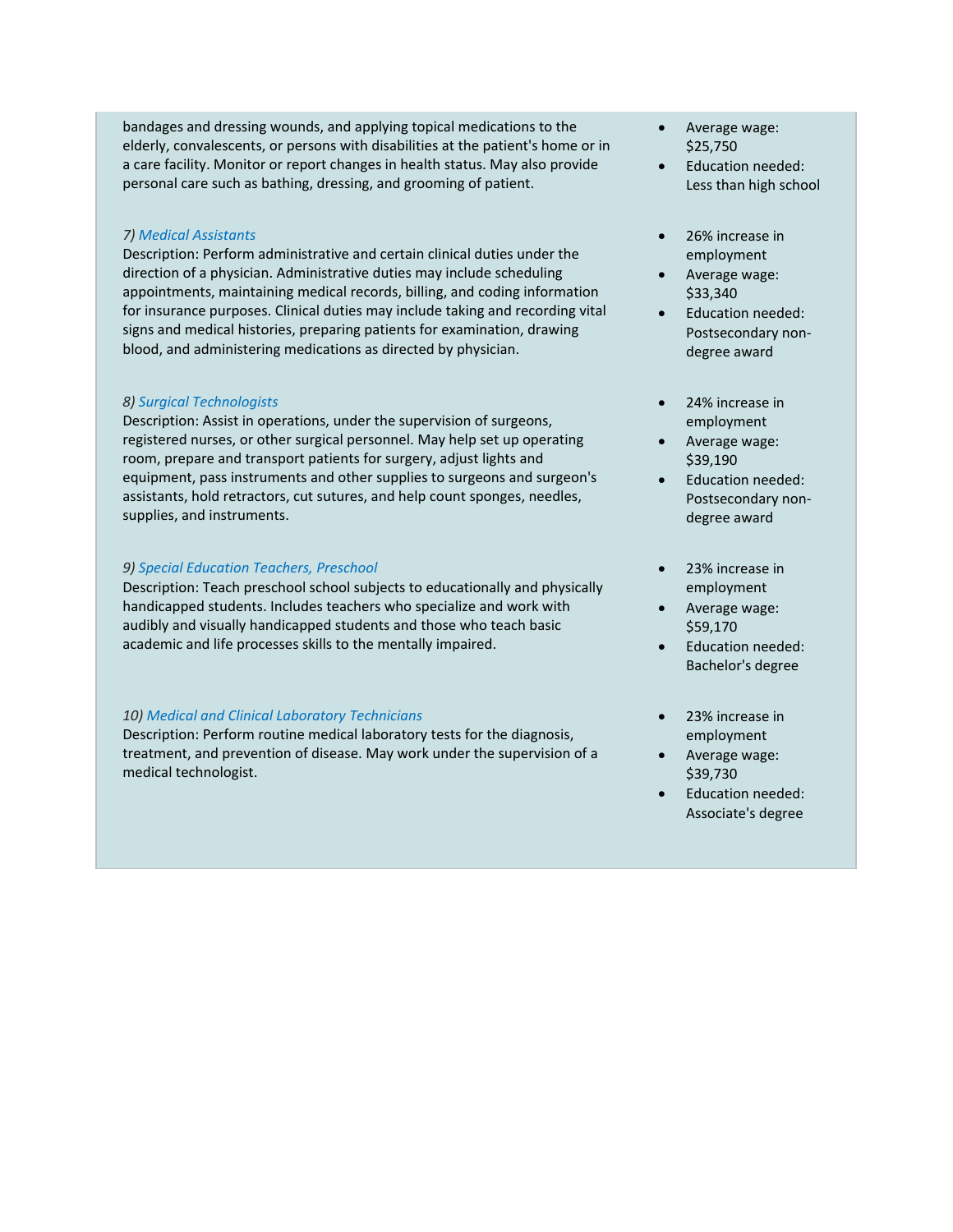bandages and dressing wounds, and applying topical medications to the elderly, convalescents, or persons with disabilities at the patient's home or in a care facility. Monitor or report changes in health status. May also provide personal care such as bathing, dressing, and grooming of patient.

- Average wage: $25,750
- Education needed: Less than high school

*7) Medical Assistants*

Description: Perform administrative and certain clinical duties under the direction of a physician. Administrative duties may include scheduling appointments, maintaining medical records, billing, and coding information for insurance purposes. Clinical duties may include taking and recording vital signs and medical histories, preparing patients for examination, drawing blood, and administering medications as directed by physician.

- 26% increase in employment
- Average wage: $33,340
- Education needed: Postsecondary non-degree award

*8) Surgical Technologists*

Description: Assist in operations, under the supervision of surgeons, registered nurses, or other surgical personnel. May help set up operating room, prepare and transport patients for surgery, adjust lights and equipment, pass instruments and other supplies to surgeons and surgeon's assistants, hold retractors, cut sutures, and help count sponges, needles, supplies, and instruments.

- 24% increase in employment
- Average wage: $39,190
- Education needed: Postsecondary non-degree award

*9) Special Education Teachers, Preschool*

Description: Teach preschool school subjects to educationally and physically handicapped students. Includes teachers who specialize and work with audibly and visually handicapped students and those who teach basic academic and life processes skills to the mentally impaired.

- 23% increase in employment
- Average wage: $59,170
- Education needed: Bachelor's degree

*10) Medical and Clinical Laboratory Technicians*

Description: Perform routine medical laboratory tests for the diagnosis, treatment, and prevention of disease. May work under the supervision of a medical technologist.

- 23% increase in employment
- Average wage: $39,730
- Education needed: Associate's degree